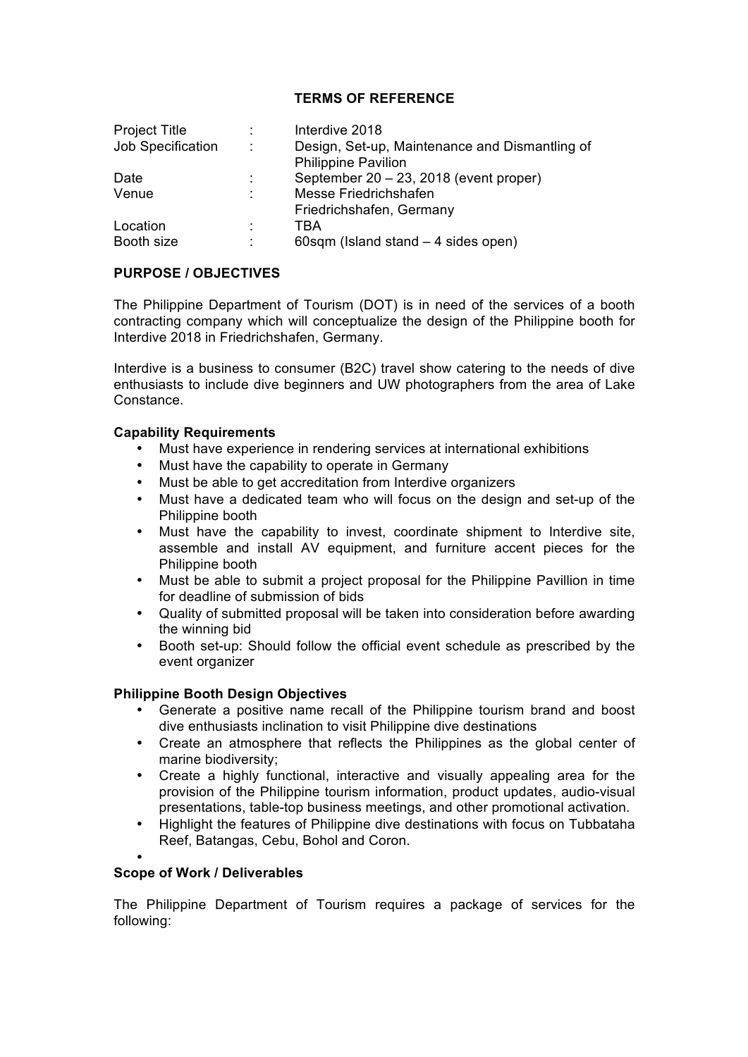# TERMS OF REFERENCE

| | | |
|---|---|---|
| Project Title | : | Interdive 2018 |
| Job Specification | : | Design, Set-up, Maintenance and Dismantling of Philippine Pavilion |
| Date | : | September 20 – 23, 2018 (event proper) |
| Venue | : | Messe Friedrichshafen<br>Friedrichshafen, Germany |
| Location | : | TBA |
| Booth size | : | 60sqm (Island stand – 4 sides open) |

## PURPOSE / OBJECTIVES

The Philippine Department of Tourism (DOT) is in need of the services of a booth contracting company which will conceptualize the design of the Philippine booth for Interdive 2018 in Friedrichshafen, Germany.

Interdive is a business to consumer (B2C) travel show catering to the needs of dive enthusiasts to include dive beginners and UW photographers from the area of Lake Constance.

### Capability Requirements

- Must have experience in rendering services at international exhibitions
- Must have the capability to operate in Germany
- Must be able to get accreditation from Interdive organizers
- Must have a dedicated team who will focus on the design and set-up of the Philippine booth
- Must have the capability to invest, coordinate shipment to Interdive site, assemble and install AV equipment, and furniture accent pieces for the Philippine booth
- Must be able to submit a project proposal for the Philippine Pavillion in time for deadline of submission of bids
- Quality of submitted proposal will be taken into consideration before awarding the winning bid
- Booth set-up: Should follow the official event schedule as prescribed by the event organizer

### Philippine Booth Design Objectives

- Generate a positive name recall of the Philippine tourism brand and boost dive enthusiasts inclination to visit Philippine dive destinations
- Create an atmosphere that reflects the Philippines as the global center of marine biodiversity;
- Create a highly functional, interactive and visually appealing area for the provision of the Philippine tourism information, product updates, audio-visual presentations, table-top business meetings, and other promotional activation.
- Highlight the features of Philippine dive destinations with focus on Tubbataha Reef, Batangas, Cebu, Bohol and Coron.
-

### Scope of Work / Deliverables

The Philippine Department of Tourism requires a package of services for the following: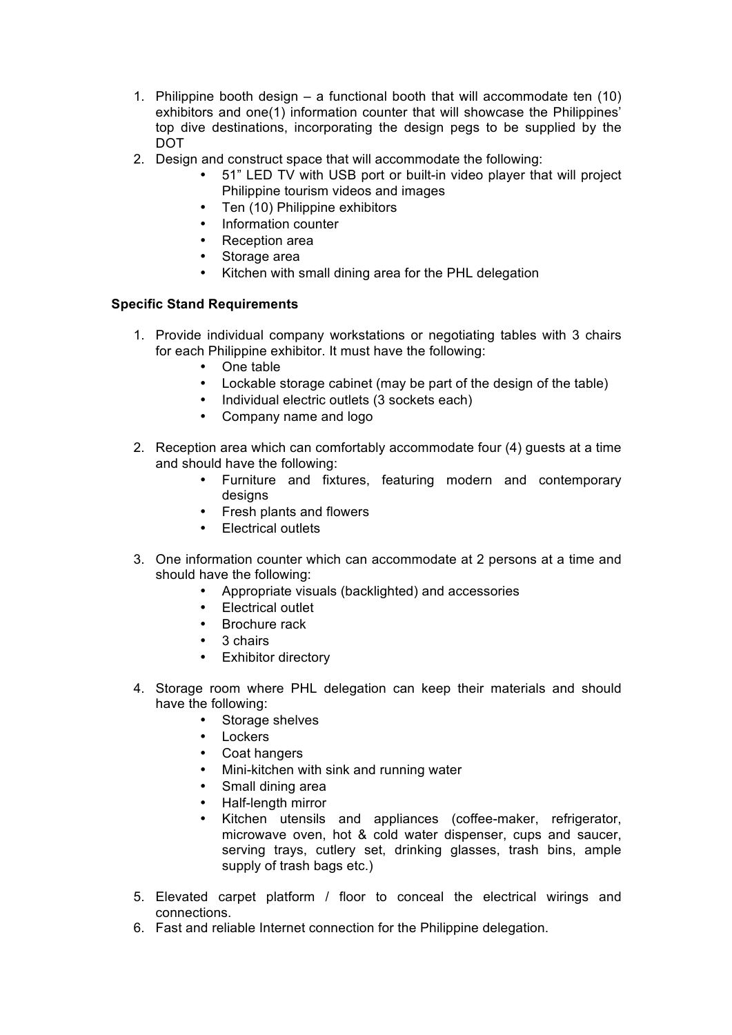1. Philippine booth design – a functional booth that will accommodate ten (10) exhibitors and one(1) information counter that will showcase the Philippines' top dive destinations, incorporating the design pegs to be supplied by the DOT
2. Design and construct space that will accommodate the following:
    - 51" LED TV with USB port or built-in video player that will project Philippine tourism videos and images
    - Ten (10) Philippine exhibitors
    - Information counter
    - Reception area
    - Storage area
    - Kitchen with small dining area for the PHL delegation

**Specific Stand Requirements**

1. Provide individual company workstations or negotiating tables with 3 chairs for each Philippine exhibitor. It must have the following:
    - One table
    - Lockable storage cabinet (may be part of the design of the table)
    - Individual electric outlets (3 sockets each)
    - Company name and logo

2. Reception area which can comfortably accommodate four (4) guests at a time and should have the following:
    - Furniture and fixtures, featuring modern and contemporary designs
    - Fresh plants and flowers
    - Electrical outlets

3. One information counter which can accommodate at 2 persons at a time and should have the following:
    - Appropriate visuals (backlighted) and accessories
    - Electrical outlet
    - Brochure rack
    - 3 chairs
    - Exhibitor directory

4. Storage room where PHL delegation can keep their materials and should have the following:
    - Storage shelves
    - Lockers
    - Coat hangers
    - Mini-kitchen with sink and running water
    - Small dining area
    - Half-length mirror
    - Kitchen utensils and appliances (coffee-maker, refrigerator, microwave oven, hot & cold water dispenser, cups and saucer, serving trays, cutlery set, drinking glasses, trash bins, ample supply of trash bags etc.)

5. Elevated carpet platform / floor to conceal the electrical wirings and connections.
6. Fast and reliable Internet connection for the Philippine delegation.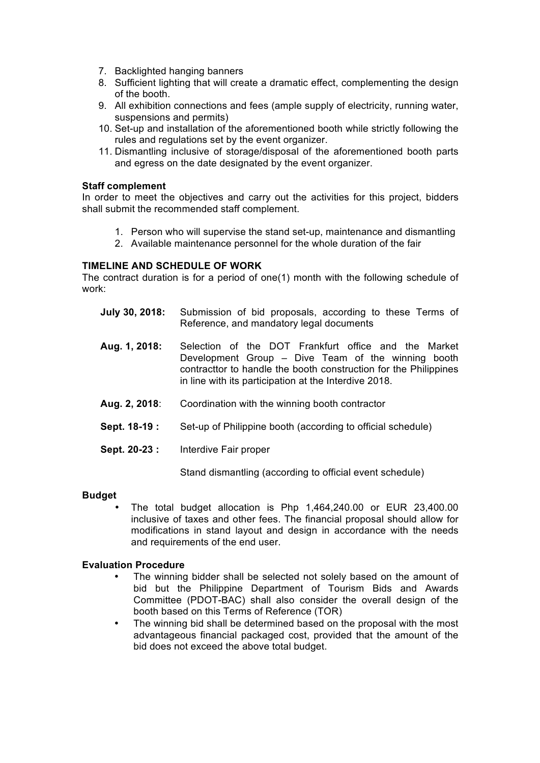7. Backlighted hanging banners
8. Sufficient lighting that will create a dramatic effect, complementing the design of the booth.
9. All exhibition connections and fees (ample supply of electricity, running water, suspensions and permits)
10. Set-up and installation of the aforementioned booth while strictly following the rules and regulations set by the event organizer.
11. Dismantling inclusive of storage/disposal of the aforementioned booth parts and egress on the date designated by the event organizer.

**Staff complement**

In order to meet the objectives and carry out the activities for this project, bidders shall submit the recommended staff complement.

1. Person who will supervise the stand set-up, maintenance and dismantling
2. Available maintenance personnel for the whole duration of the fair

**TIMELINE AND SCHEDULE OF WORK**

The contract duration is for a period of one(1) month with the following schedule of work:

**July 30, 2018:** Submission of bid proposals, according to these Terms of Reference, and mandatory legal documents

**Aug. 1, 2018:** Selection of the DOT Frankfurt office and the Market Development Group – Dive Team of the winning booth contracttor to handle the booth construction for the Philippines in line with its participation at the Interdive 2018.

**Aug. 2, 2018**: Coordination with the winning booth contractor

**Sept. 18-19 :** Set-up of Philippine booth (according to official schedule)

**Sept. 20-23 :** Interdive Fair proper

Stand dismantling (according to official event schedule)

**Budget**

- The total budget allocation is Php 1,464,240.00 or EUR 23,400.00 inclusive of taxes and other fees. The financial proposal should allow for modifications in stand layout and design in accordance with the needs and requirements of the end user.

**Evaluation Procedure**

- The winning bidder shall be selected not solely based on the amount of bid but the Philippine Department of Tourism Bids and Awards Committee (PDOT-BAC) shall also consider the overall design of the booth based on this Terms of Reference (TOR)
- The winning bid shall be determined based on the proposal with the most advantageous financial packaged cost, provided that the amount of the bid does not exceed the above total budget.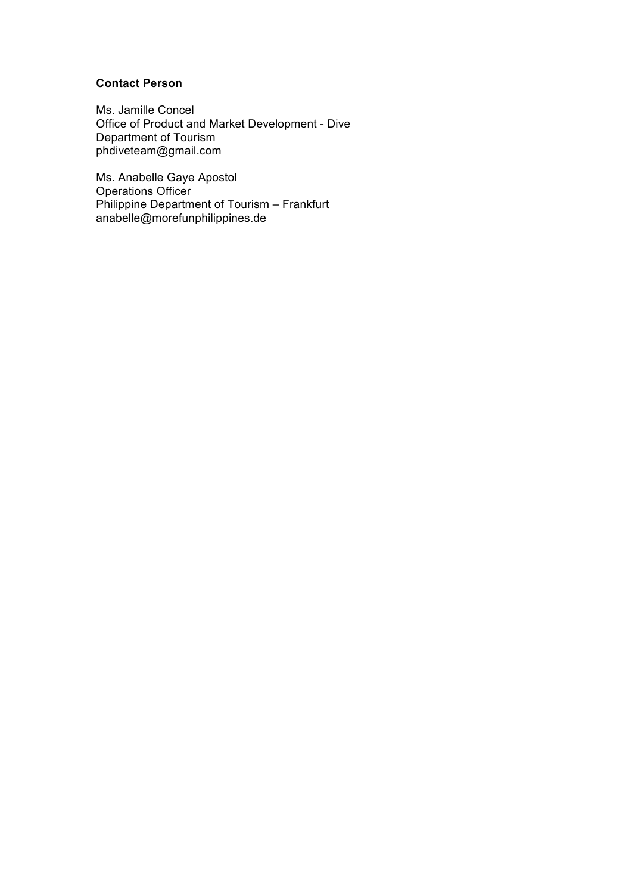**Contact Person**

Ms. Jamille Concel
Office of Product and Market Development - Dive
Department of Tourism
phdiveteam@gmail.com

Ms. Anabelle Gaye Apostol
Operations Officer
Philippine Department of Tourism – Frankfurt
anabelle@morefunphilippines.de